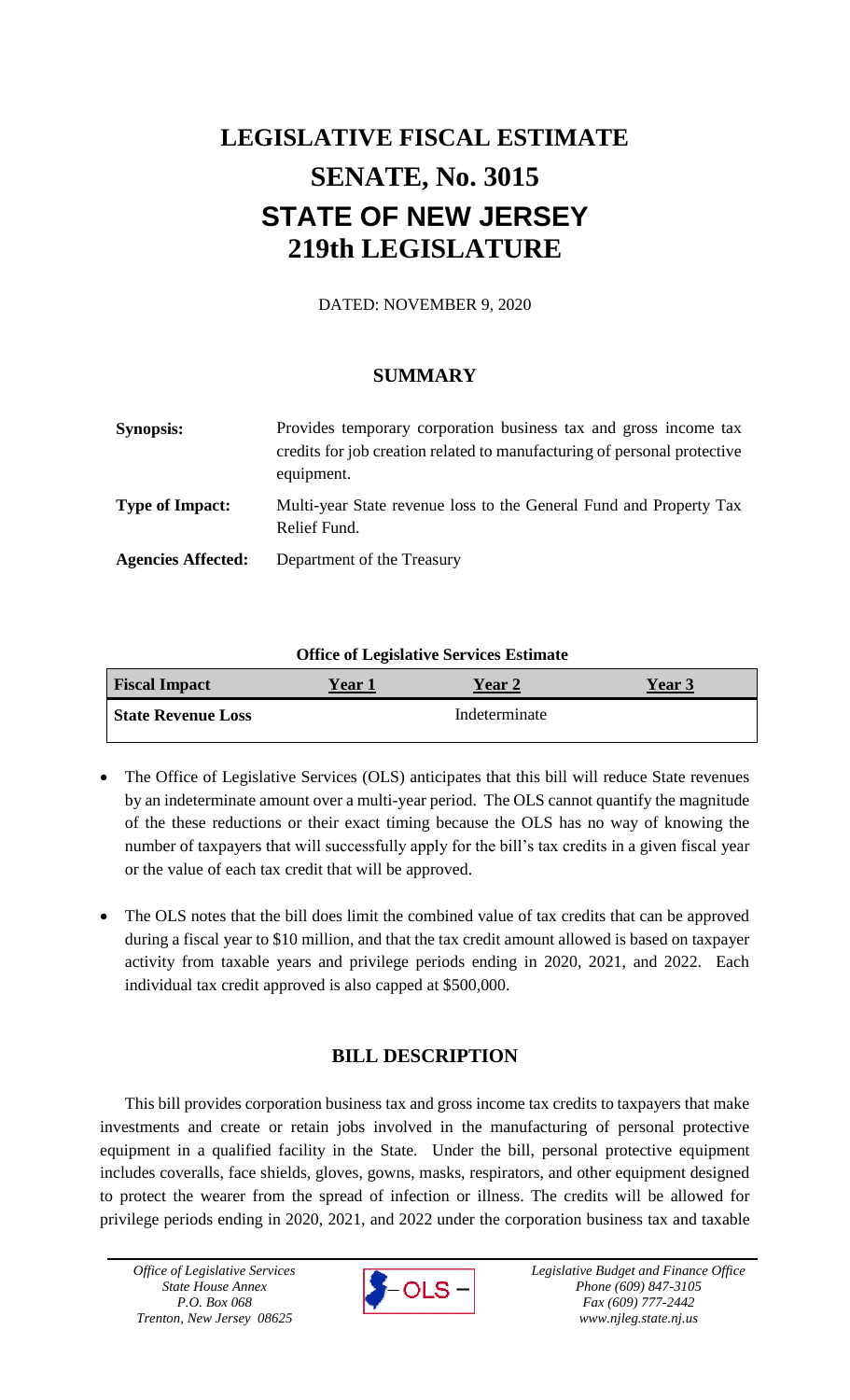# LEGISLATIVE FISCAL ESTIMATE

# SENATE, No. 3015

# STATE OF NEW JERSEY

# 219th LEGISLATURE

DATED: NOVEMBER 9, 2020

## SUMMARY

**Synopsis:** Provides temporary corporation business tax and gross income tax credits for job creation related to manufacturing of personal protective equipment.

**Type of Impact:** Multi-year State revenue loss to the General Fund and Property Tax Relief Fund.

**Agencies Affected:** Department of the Treasury

**Office of Legislative Services Estimate**

| Fiscal Impact | Year 1 | Year 2 | Year 3 |
|---|---|---|---|
| State Revenue Loss | | Indeterminate | |

- The Office of Legislative Services (OLS) anticipates that this bill will reduce State revenues by an indeterminate amount over a multi-year period. The OLS cannot quantify the magnitude of the these reductions or their exact timing because the OLS has no way of knowing the number of taxpayers that will successfully apply for the bill's tax credits in a given fiscal year or the value of each tax credit that will be approved.

- The OLS notes that the bill does limit the combined value of tax credits that can be approved during a fiscal year to $10 million, and that the tax credit amount allowed is based on taxpayer activity from taxable years and privilege periods ending in 2020, 2021, and 2022. Each individual tax credit approved is also capped at $500,000.

## BILL DESCRIPTION

This bill provides corporation business tax and gross income tax credits to taxpayers that make investments and create or retain jobs involved in the manufacturing of personal protective equipment in a qualified facility in the State. Under the bill, personal protective equipment includes coveralls, face shields, gloves, gowns, masks, respirators, and other equipment designed to protect the wearer from the spread of infection or illness. The credits will be allowed for privilege periods ending in 2020, 2021, and 2022 under the corporation business tax and taxable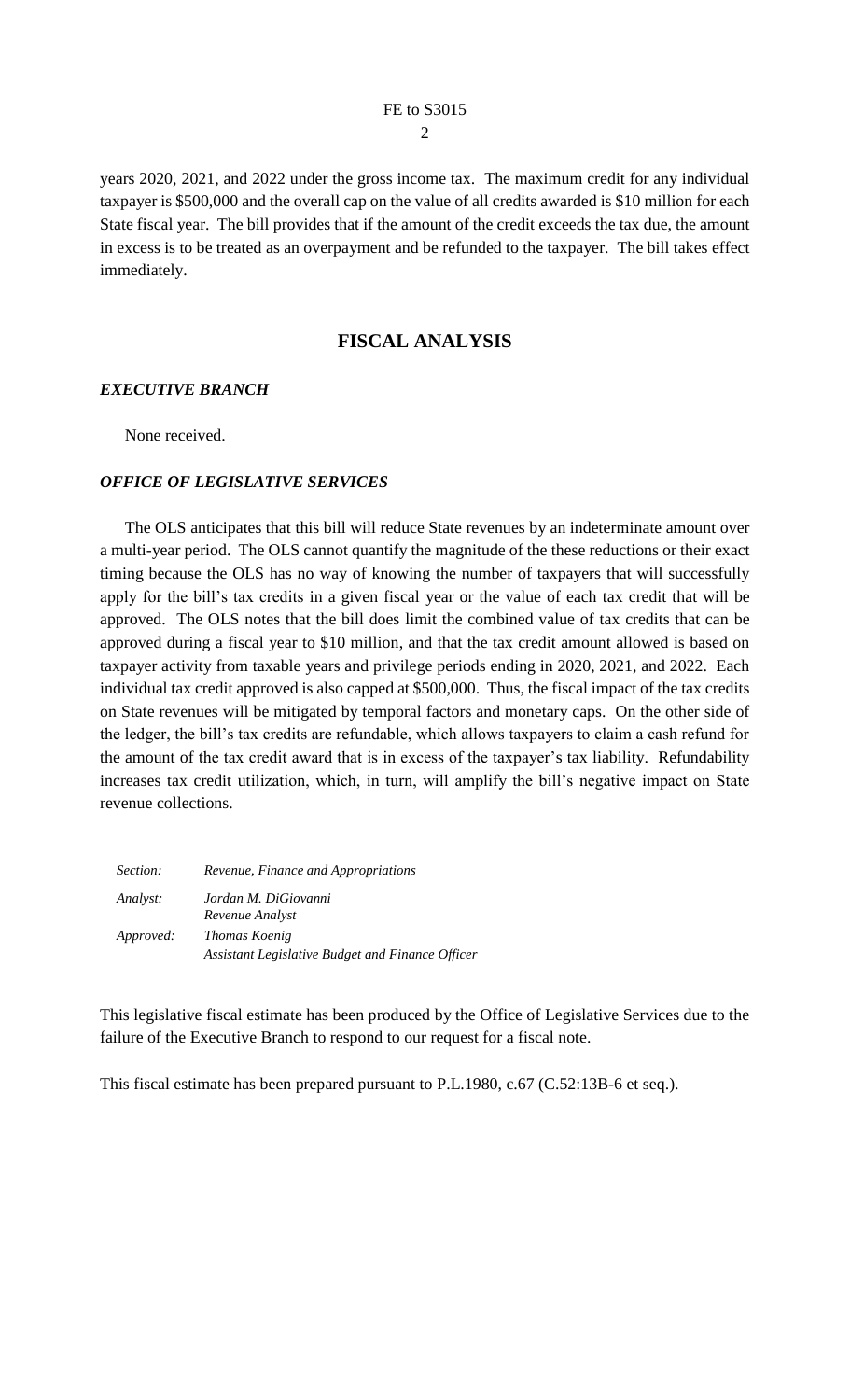years 2020, 2021, and 2022 under the gross income tax. The maximum credit for any individual taxpayer is $500,000 and the overall cap on the value of all credits awarded is $10 million for each State fiscal year. The bill provides that if the amount of the credit exceeds the tax due, the amount in excess is to be treated as an overpayment and be refunded to the taxpayer. The bill takes effect immediately.

## FISCAL ANALYSIS

### *EXECUTIVE BRANCH*

None received.

### *OFFICE OF LEGISLATIVE SERVICES*

The OLS anticipates that this bill will reduce State revenues by an indeterminate amount over a multi-year period. The OLS cannot quantify the magnitude of the these reductions or their exact timing because the OLS has no way of knowing the number of taxpayers that will successfully apply for the bill's tax credits in a given fiscal year or the value of each tax credit that will be approved. The OLS notes that the bill does limit the combined value of tax credits that can be approved during a fiscal year to $10 million, and that the tax credit amount allowed is based on taxpayer activity from taxable years and privilege periods ending in 2020, 2021, and 2022. Each individual tax credit approved is also capped at $500,000. Thus, the fiscal impact of the tax credits on State revenues will be mitigated by temporal factors and monetary caps. On the other side of the ledger, the bill's tax credits are refundable, which allows taxpayers to claim a cash refund for the amount of the tax credit award that is in excess of the taxpayer's tax liability. Refundability increases tax credit utilization, which, in turn, will amplify the bill's negative impact on State revenue collections.

| | |
|---|---|
| *Section:* | *Revenue, Finance and Appropriations* |
| *Analyst:* | *Jordan M. DiGiovanni*<br>*Revenue Analyst* |
| *Approved:* | *Thomas Koenig*<br>*Assistant Legislative Budget and Finance Officer* |

This legislative fiscal estimate has been produced by the Office of Legislative Services due to the failure of the Executive Branch to respond to our request for a fiscal note.

This fiscal estimate has been prepared pursuant to P.L.1980, c.67 (C.52:13B-6 et seq.).